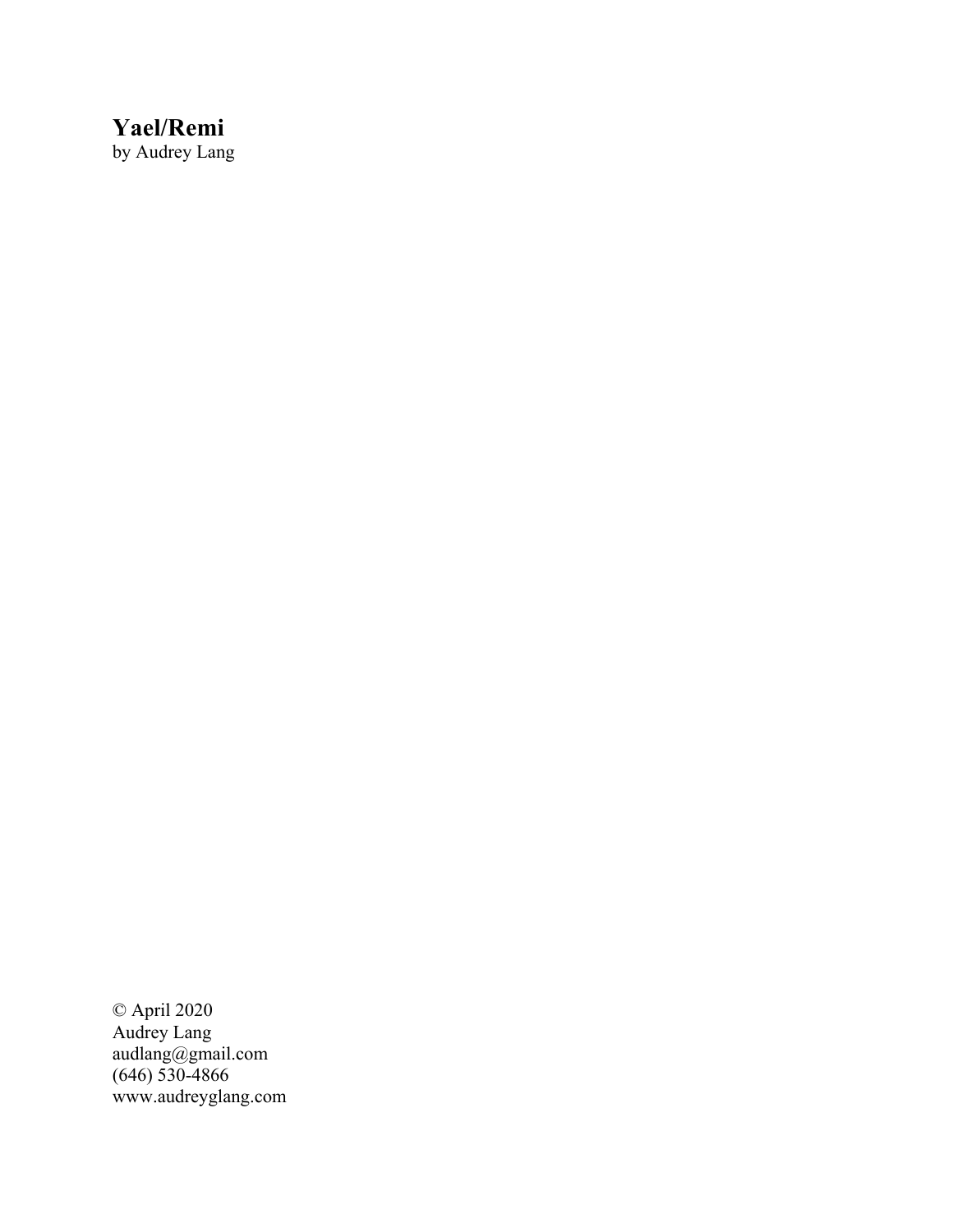**Yael/Remi**
by Audrey Lang

© April 2020
Audrey Lang
audlang@gmail.com
(646) 530-4866
www.audreyglang.com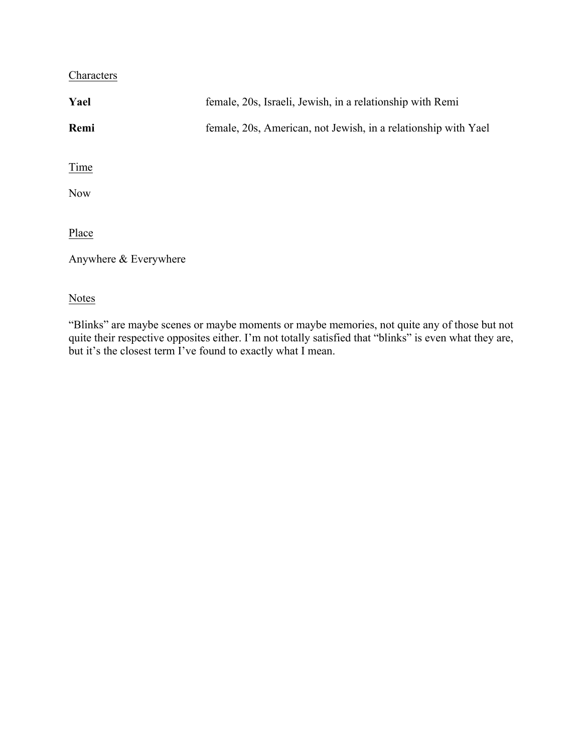Characters

**Yael** — female, 20s, Israeli, Jewish, in a relationship with Remi

**Remi** — female, 20s, American, not Jewish, in a relationship with Yael

Time

Now

Place

Anywhere & Everywhere

Notes

"Blinks" are maybe scenes or maybe moments or maybe memories, not quite any of those but not quite their respective opposites either. I'm not totally satisfied that "blinks" is even what they are, but it's the closest term I've found to exactly what I mean.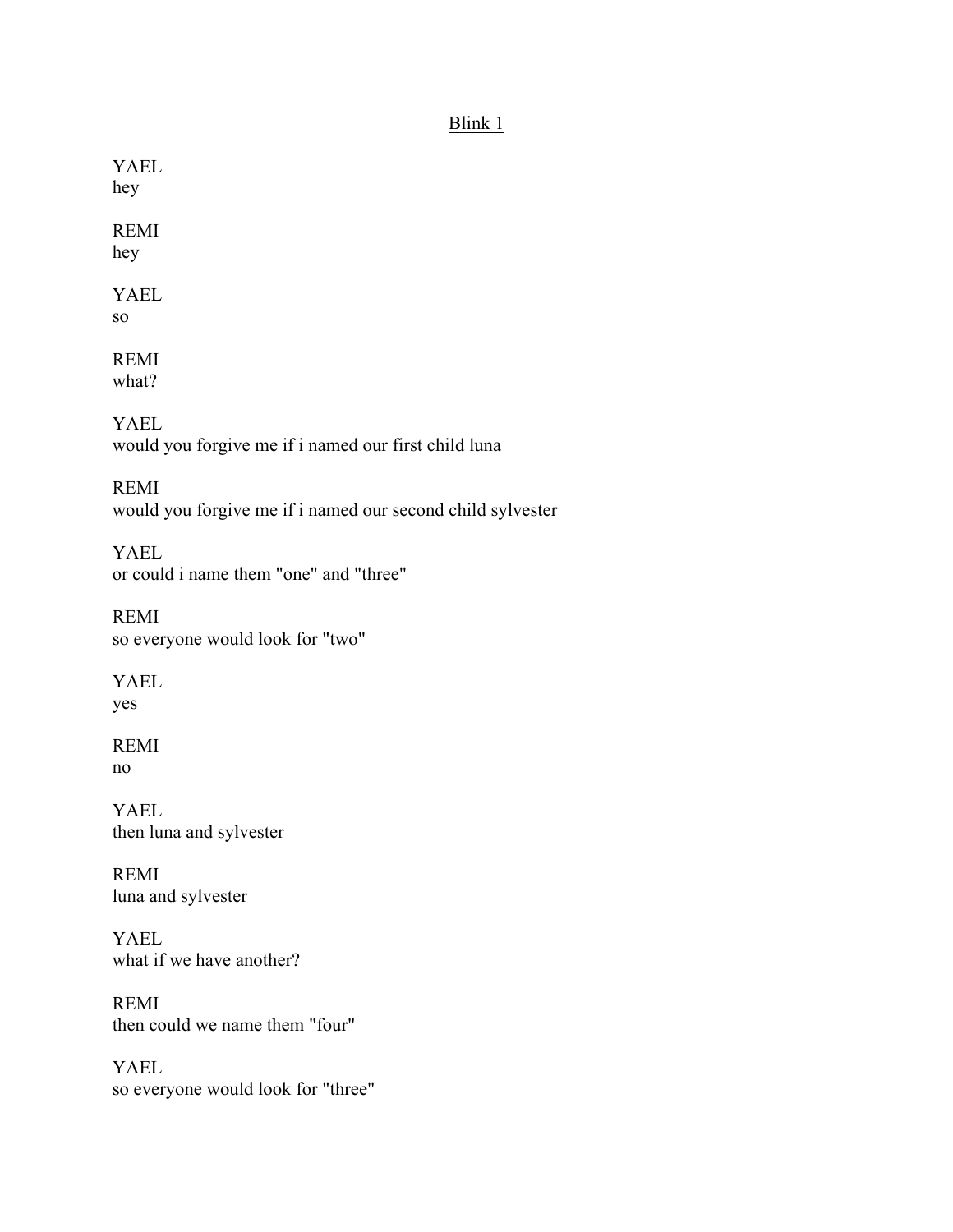<u>Blink 1</u>

YAEL
hey

REMI
hey

YAEL
so

REMI
what?

YAEL
would you forgive me if i named our first child luna

REMI
would you forgive me if i named our second child sylvester

YAEL
or could i name them "one" and "three"

REMI
so everyone would look for "two"

YAEL
yes

REMI
no

YAEL
then luna and sylvester

REMI
luna and sylvester

YAEL
what if we have another?

REMI
then could we name them "four"

YAEL
so everyone would look for "three"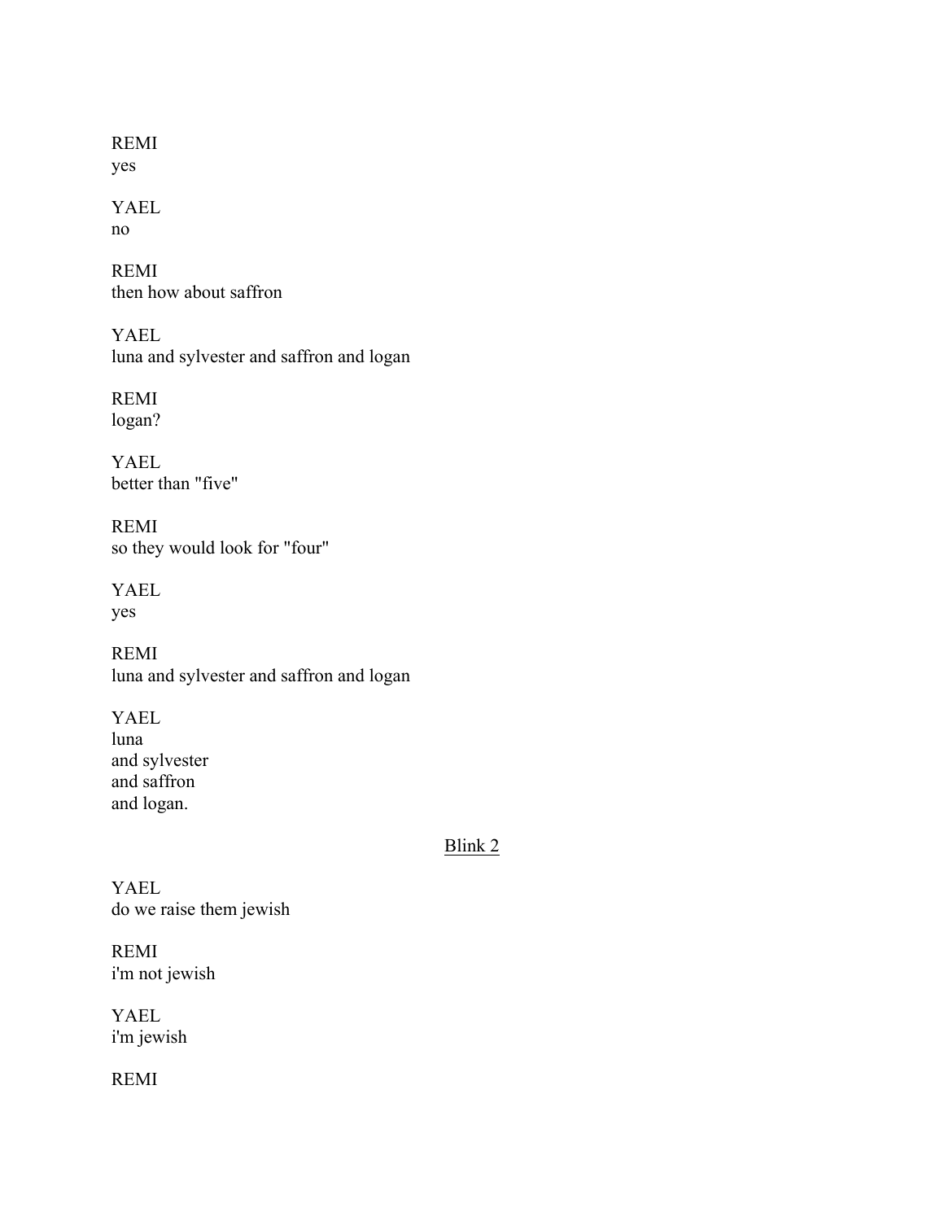REMI
yes

YAEL
no

REMI
then how about saffron

YAEL
luna and sylvester and saffron and logan

REMI
logan?

YAEL
better than "five"

REMI
so they would look for "four"

YAEL
yes

REMI
luna and sylvester and saffron and logan

YAEL
luna
and sylvester
and saffron
and logan.

<u>Blink 2</u>

YAEL
do we raise them jewish

REMI
i'm not jewish

YAEL
i'm jewish

REMI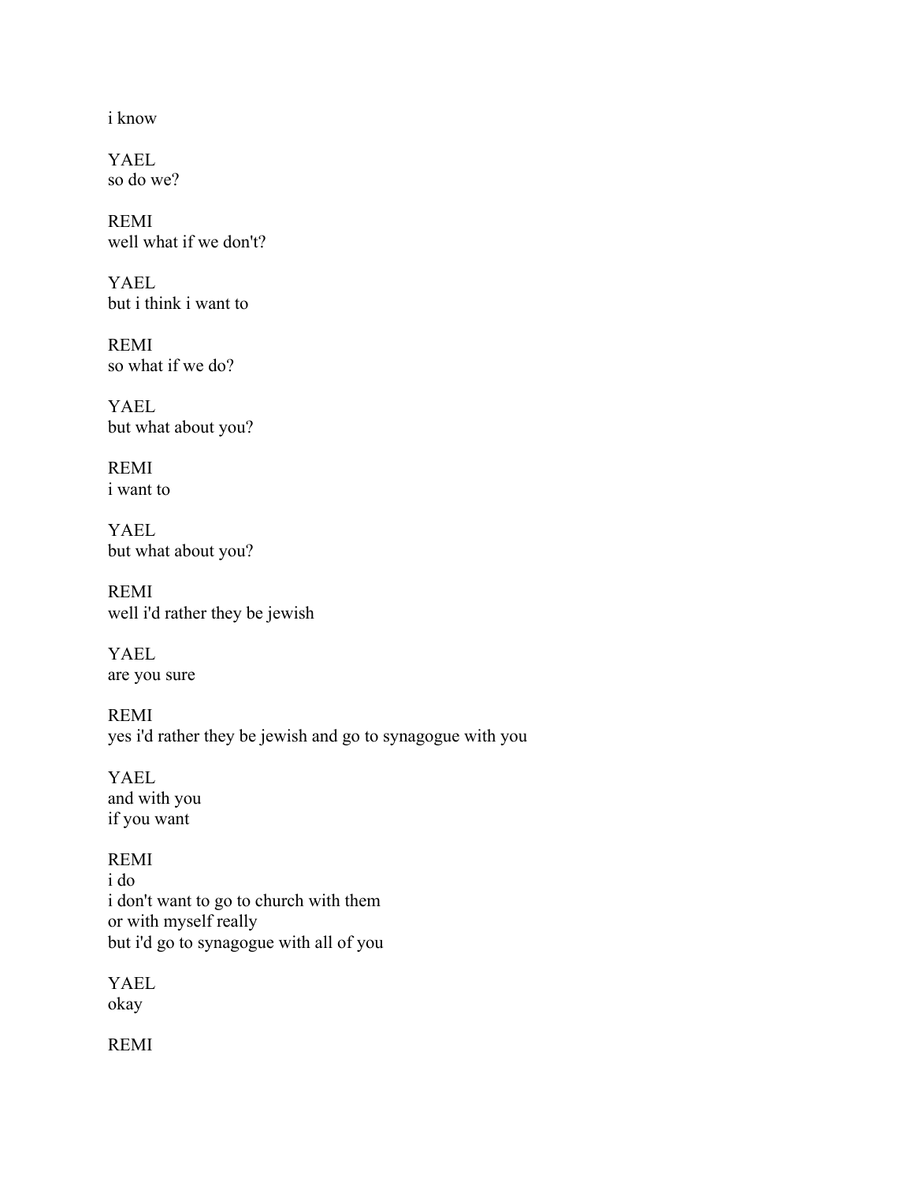i know

YAEL
so do we?

REMI
well what if we don't?

YAEL
but i think i want to

REMI
so what if we do?

YAEL
but what about you?

REMI
i want to

YAEL
but what about you?

REMI
well i'd rather they be jewish

YAEL
are you sure

REMI
yes i'd rather they be jewish and go to synagogue with you

YAEL
and with you
if you want

REMI
i do
i don't want to go to church with them
or with myself really
but i'd go to synagogue with all of you

YAEL
okay

REMI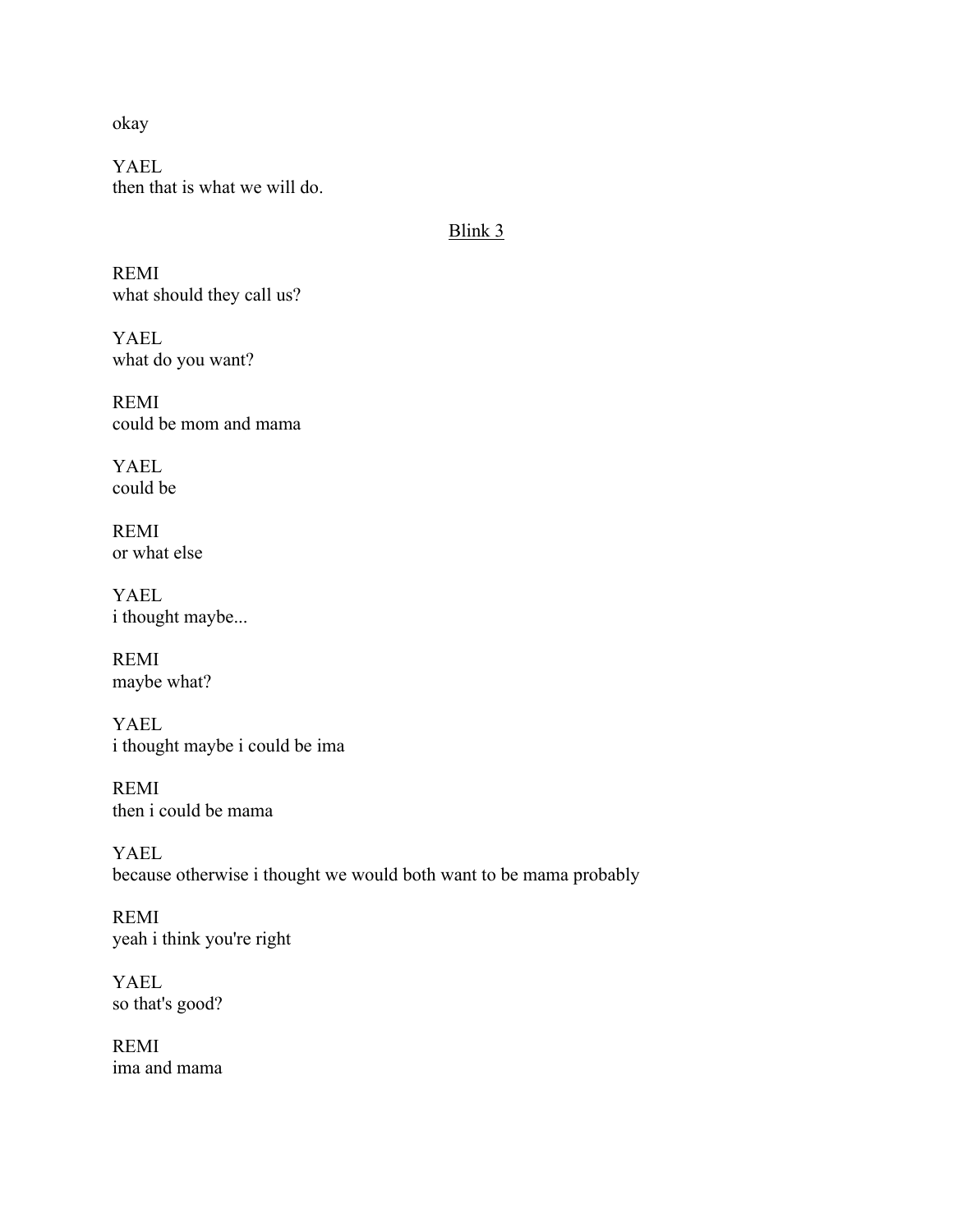okay

YAEL
then that is what we will do.

<u>Blink 3</u>

REMI
what should they call us?

YAEL
what do you want?

REMI
could be mom and mama

YAEL
could be

REMI
or what else

YAEL
i thought maybe...

REMI
maybe what?

YAEL
i thought maybe i could be ima

REMI
then i could be mama

YAEL
because otherwise i thought we would both want to be mama probably

REMI
yeah i think you're right

YAEL
so that's good?

REMI
ima and mama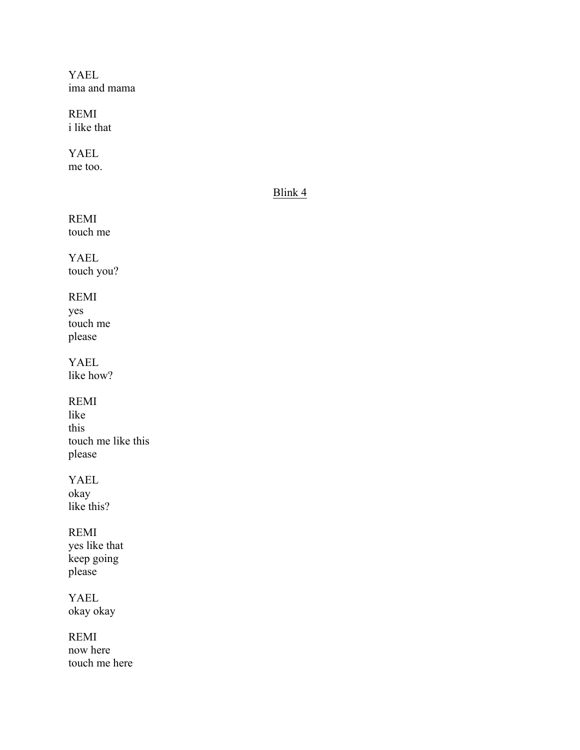YAEL
ima and mama

REMI
i like that

YAEL
me too.

<u>Blink 4</u>

REMI
touch me

YAEL
touch you?

REMI
yes
touch me
please

YAEL
like how?

REMI
like
this
touch me like this
please

YAEL
okay
like this?

REMI
yes like that
keep going
please

YAEL
okay okay

REMI
now here
touch me here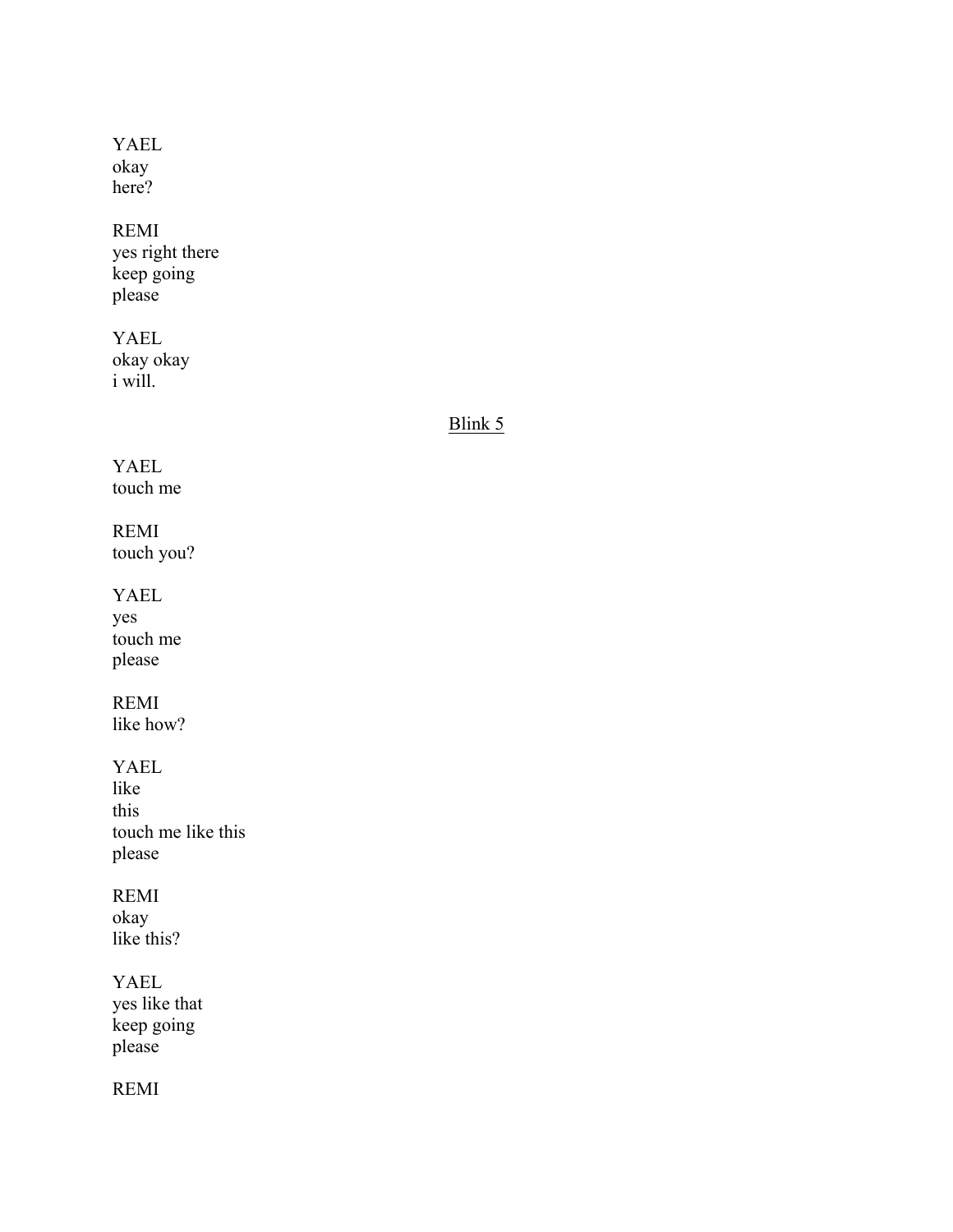YAEL
okay
here?

REMI
yes right there
keep going
please

YAEL
okay okay
i will.

<u>Blink 5</u>

YAEL
touch me

REMI
touch you?

YAEL
yes
touch me
please

REMI
like how?

YAEL
like
this
touch me like this
please

REMI
okay
like this?

YAEL
yes like that
keep going
please

REMI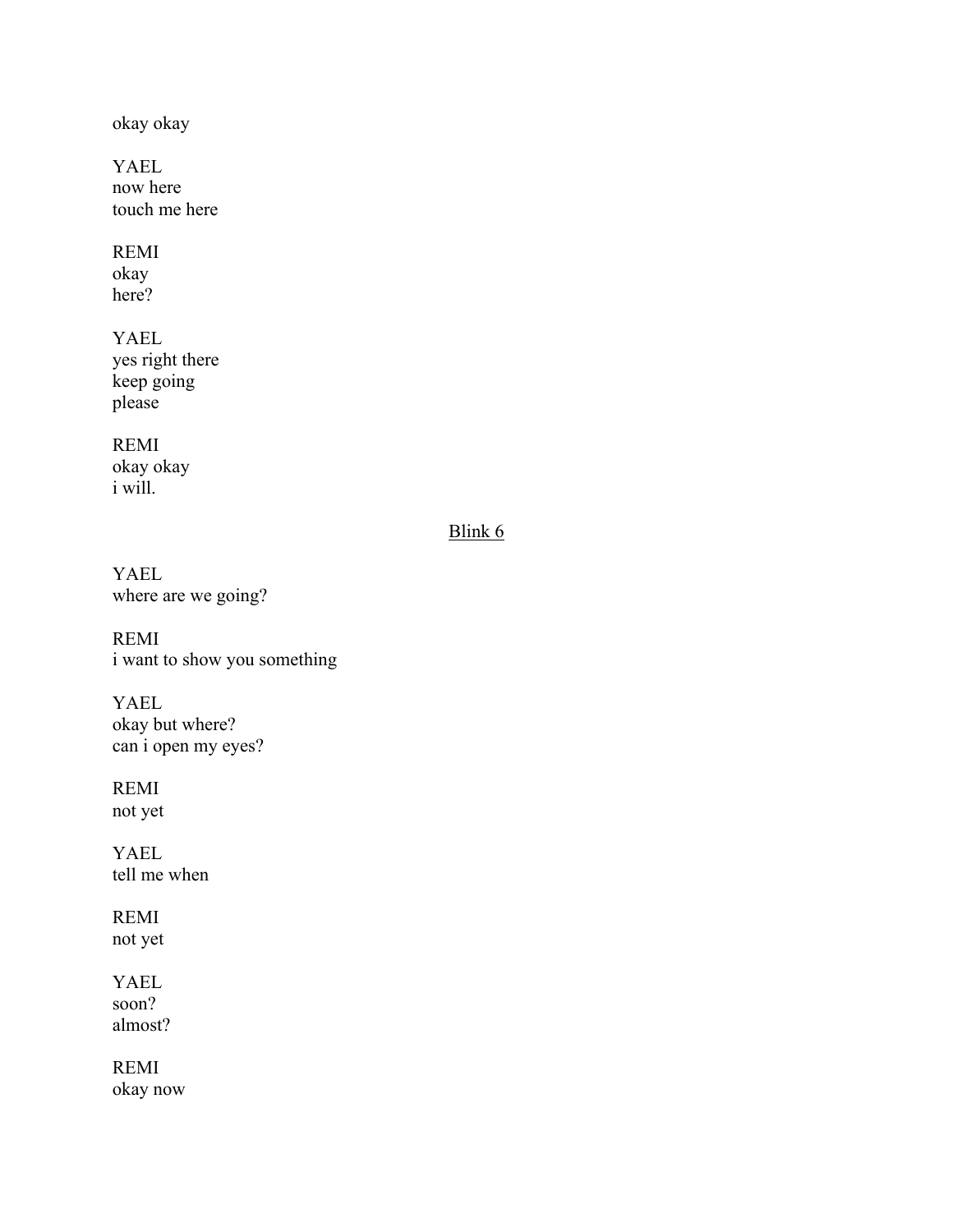okay okay

YAEL
now here
touch me here

REMI
okay
here?

YAEL
yes right there
keep going
please

REMI
okay okay
i will.

<u>Blink 6</u>

YAEL
where are we going?

REMI
i want to show you something

YAEL
okay but where?
can i open my eyes?

REMI
not yet

YAEL
tell me when

REMI
not yet

YAEL
soon?
almost?

REMI
okay now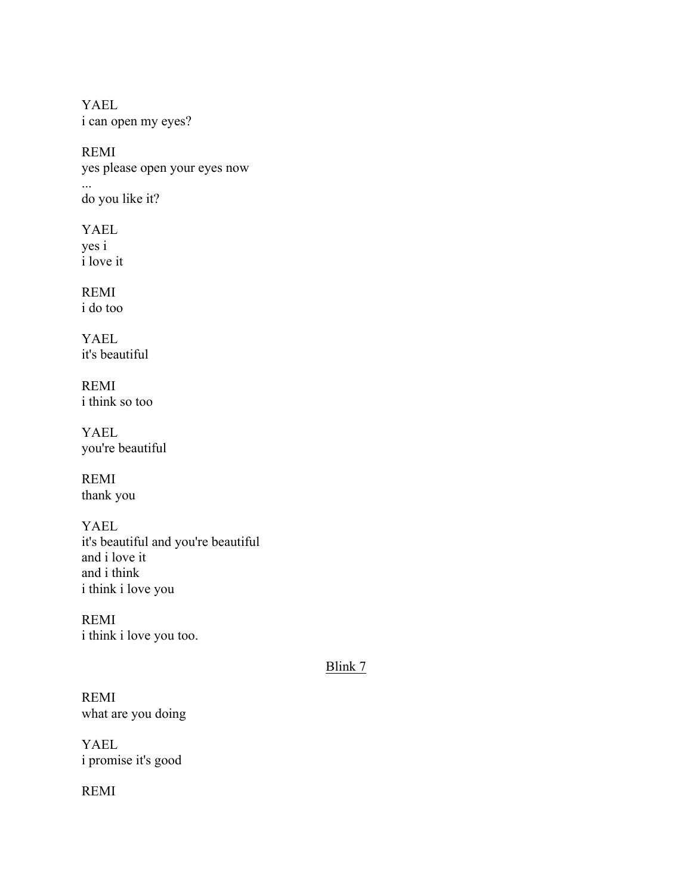YAEL
i can open my eyes?

REMI
yes please open your eyes now
...
do you like it?

YAEL
yes i
i love it

REMI
i do too

YAEL
it's beautiful

REMI
i think so too

YAEL
you're beautiful

REMI
thank you

YAEL
it's beautiful and you're beautiful
and i love it
and i think
i think i love you

REMI
i think i love you too.

<u>Blink 7</u>

REMI
what are you doing

YAEL
i promise it's good

REMI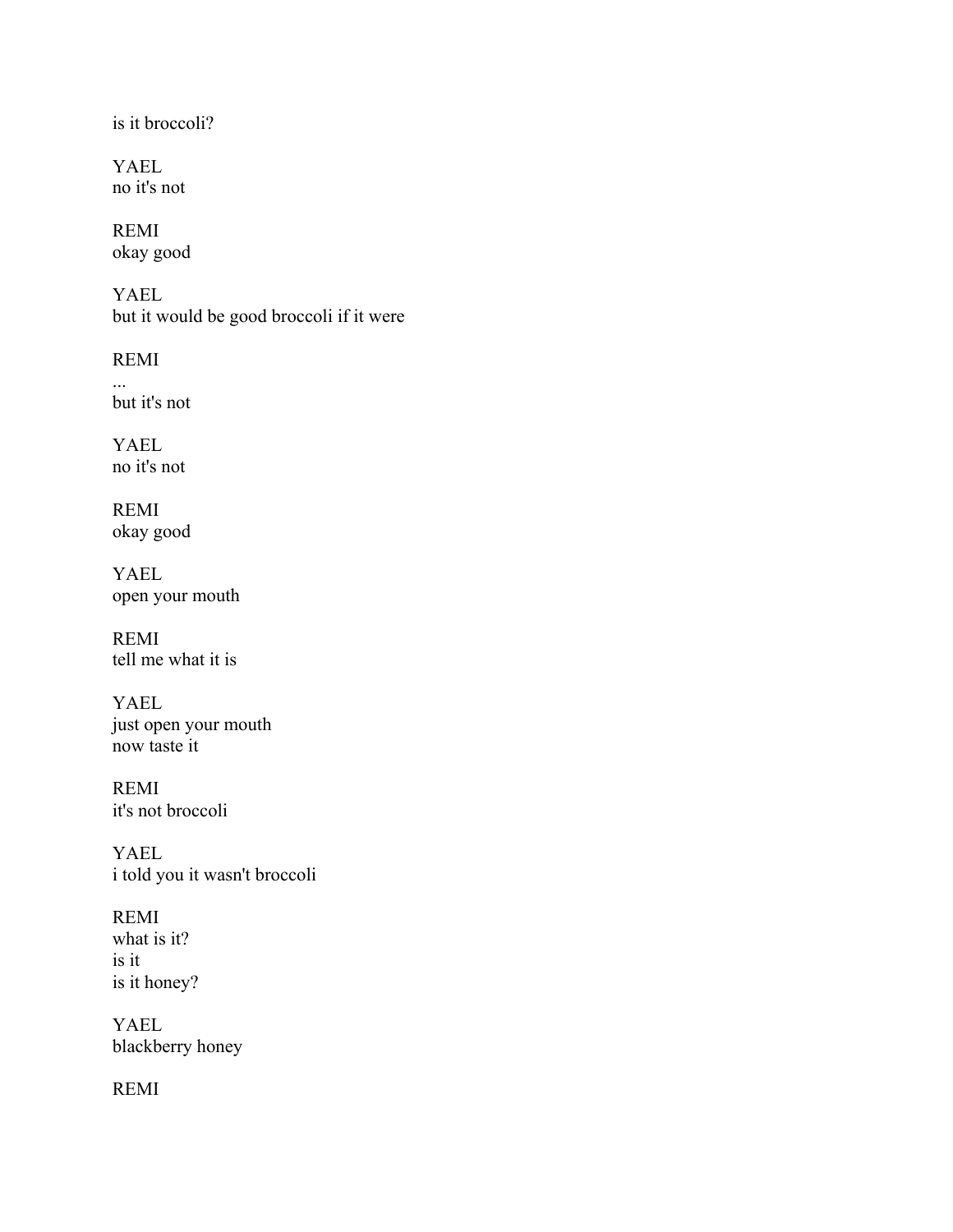is it broccoli?

YAEL
no it's not

REMI
okay good

YAEL
but it would be good broccoli if it were

REMI
...
but it's not

YAEL
no it's not

REMI
okay good

YAEL
open your mouth

REMI
tell me what it is

YAEL
just open your mouth
now taste it

REMI
it's not broccoli

YAEL
i told you it wasn't broccoli

REMI
what is it?
is it
is it honey?

YAEL
blackberry honey

REMI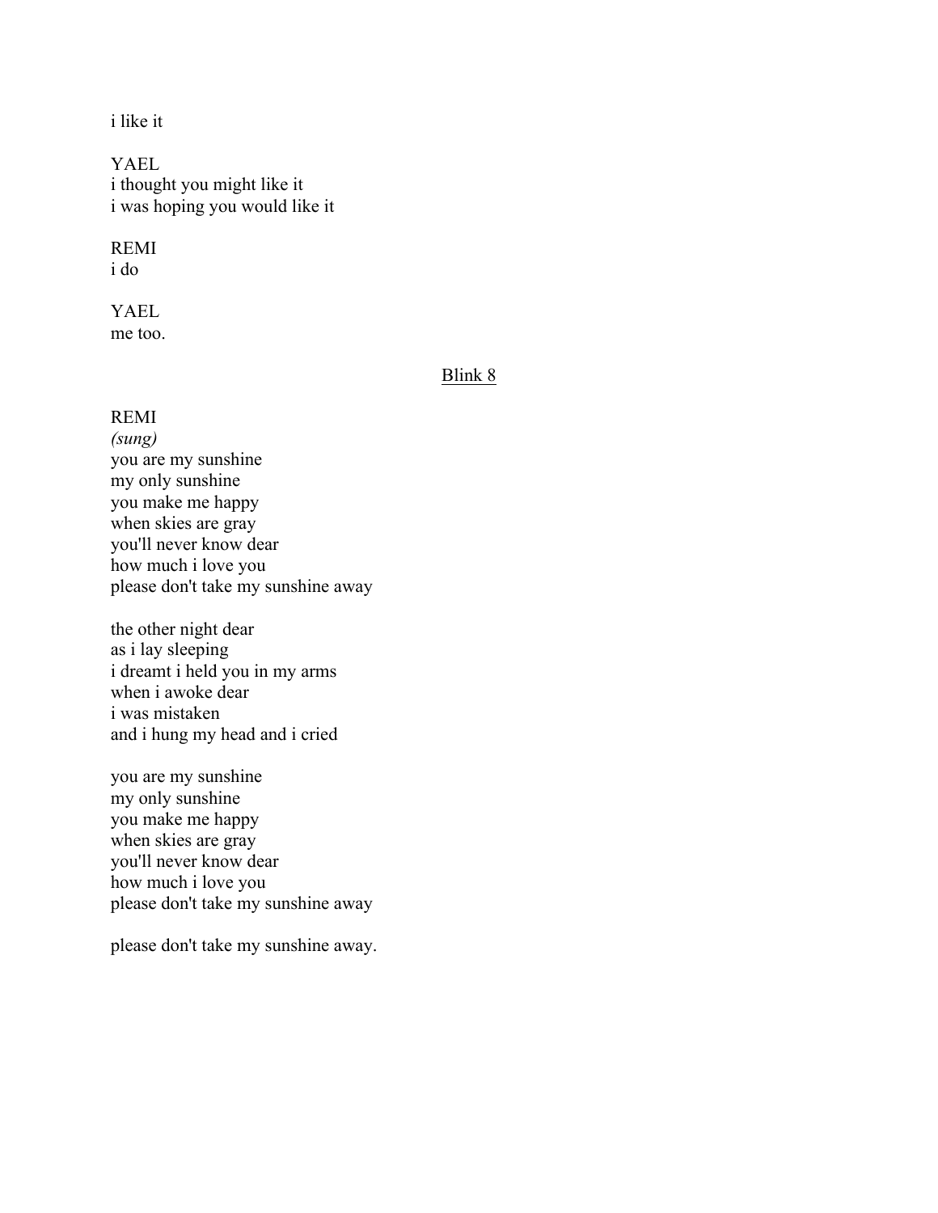i like it

YAEL
i thought you might like it
i was hoping you would like it

REMI
i do

YAEL
me too.

<u>Blink 8</u>

REMI
*(sung)*
you are my sunshine
my only sunshine
you make me happy
when skies are gray
you'll never know dear
how much i love you
please don't take my sunshine away

the other night dear
as i lay sleeping
i dreamt i held you in my arms
when i awoke dear
i was mistaken
and i hung my head and i cried

you are my sunshine
my only sunshine
you make me happy
when skies are gray
you'll never know dear
how much i love you
please don't take my sunshine away

please don't take my sunshine away.